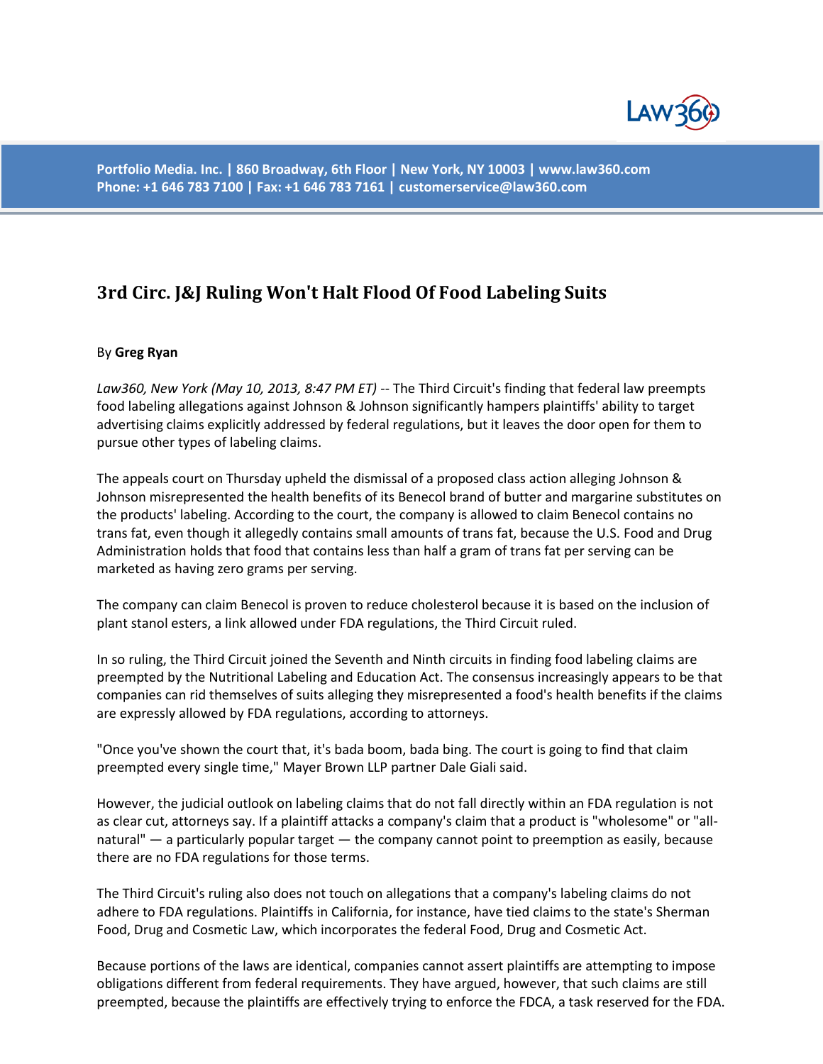# 3rd Circ. J&J Ruling Won't Halt Flood Of Food Labeling Suits

By **Greg Ryan**

*Law360, New York (May 10, 2013, 8:47 PM ET)* -- The Third Circuit's finding that federal law preempts food labeling allegations against Johnson & Johnson significantly hampers plaintiffs' ability to target advertising claims explicitly addressed by federal regulations, but it leaves the door open for them to pursue other types of labeling claims.

The appeals court on Thursday upheld the dismissal of a proposed class action alleging Johnson & Johnson misrepresented the health benefits of its Benecol brand of butter and margarine substitutes on the products' labeling. According to the court, the company is allowed to claim Benecol contains no trans fat, even though it allegedly contains small amounts of trans fat, because the U.S. Food and Drug Administration holds that food that contains less than half a gram of trans fat per serving can be marketed as having zero grams per serving.

The company can claim Benecol is proven to reduce cholesterol because it is based on the inclusion of plant stanol esters, a link allowed under FDA regulations, the Third Circuit ruled.

In so ruling, the Third Circuit joined the Seventh and Ninth circuits in finding food labeling claims are preempted by the Nutritional Labeling and Education Act. The consensus increasingly appears to be that companies can rid themselves of suits alleging they misrepresented a food's health benefits if the claims are expressly allowed by FDA regulations, according to attorneys.

"Once you've shown the court that, it's bada boom, bada bing. The court is going to find that claim preempted every single time," Mayer Brown LLP partner Dale Giali said.

However, the judicial outlook on labeling claims that do not fall directly within an FDA regulation is not as clear cut, attorneys say. If a plaintiff attacks a company's claim that a product is "wholesome" or "all-natural" — a particularly popular target — the company cannot point to preemption as easily, because there are no FDA regulations for those terms.

The Third Circuit's ruling also does not touch on allegations that a company's labeling claims do not adhere to FDA regulations. Plaintiffs in California, for instance, have tied claims to the state's Sherman Food, Drug and Cosmetic Law, which incorporates the federal Food, Drug and Cosmetic Act.

Because portions of the laws are identical, companies cannot assert plaintiffs are attempting to impose obligations different from federal requirements. They have argued, however, that such claims are still preempted, because the plaintiffs are effectively trying to enforce the FDCA, a task reserved for the FDA.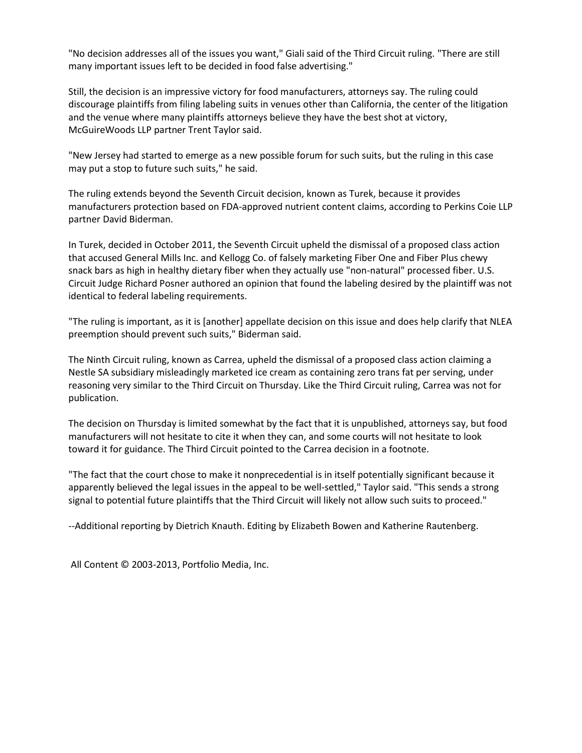"No decision addresses all of the issues you want," Giali said of the Third Circuit ruling. "There are still many important issues left to be decided in food false advertising."

Still, the decision is an impressive victory for food manufacturers, attorneys say. The ruling could discourage plaintiffs from filing labeling suits in venues other than California, the center of the litigation and the venue where many plaintiffs attorneys believe they have the best shot at victory, McGuireWoods LLP partner Trent Taylor said.

"New Jersey had started to emerge as a new possible forum for such suits, but the ruling in this case may put a stop to future such suits," he said.

The ruling extends beyond the Seventh Circuit decision, known as Turek, because it provides manufacturers protection based on FDA-approved nutrient content claims, according to Perkins Coie LLP partner David Biderman.

In Turek, decided in October 2011, the Seventh Circuit upheld the dismissal of a proposed class action that accused General Mills Inc. and Kellogg Co. of falsely marketing Fiber One and Fiber Plus chewy snack bars as high in healthy dietary fiber when they actually use "non-natural" processed fiber. U.S. Circuit Judge Richard Posner authored an opinion that found the labeling desired by the plaintiff was not identical to federal labeling requirements.

"The ruling is important, as it is [another] appellate decision on this issue and does help clarify that NLEA preemption should prevent such suits," Biderman said.

The Ninth Circuit ruling, known as Carrea, upheld the dismissal of a proposed class action claiming a Nestle SA subsidiary misleadingly marketed ice cream as containing zero trans fat per serving, under reasoning very similar to the Third Circuit on Thursday. Like the Third Circuit ruling, Carrea was not for publication.

The decision on Thursday is limited somewhat by the fact that it is unpublished, attorneys say, but food manufacturers will not hesitate to cite it when they can, and some courts will not hesitate to look toward it for guidance. The Third Circuit pointed to the Carrea decision in a footnote.

"The fact that the court chose to make it nonprecedential is in itself potentially significant because it apparently believed the legal issues in the appeal to be well-settled," Taylor said. "This sends a strong signal to potential future plaintiffs that the Third Circuit will likely not allow such suits to proceed."

--Additional reporting by Dietrich Knauth. Editing by Elizabeth Bowen and Katherine Rautenberg.

All Content © 2003-2013, Portfolio Media, Inc.